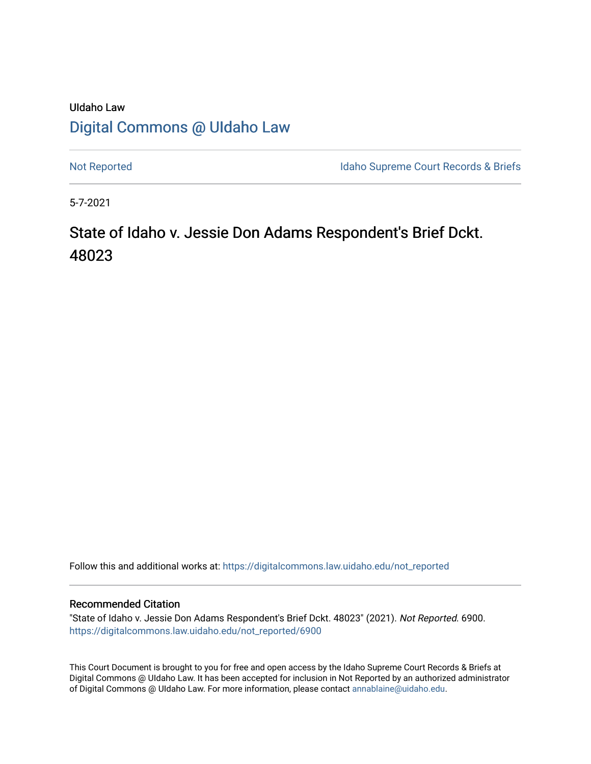UIdaho Law

# Digital Commons @ UIdaho Law

Not Reported | Idaho Supreme Court Records & Briefs

5-7-2021

## State of Idaho v. Jessie Don Adams Respondent's Brief Dckt. 48023

Follow this and additional works at: https://digitalcommons.law.uidaho.edu/not_reported

### Recommended Citation

"State of Idaho v. Jessie Don Adams Respondent's Brief Dckt. 48023" (2021). *Not Reported*. 6900.
https://digitalcommons.law.uidaho.edu/not_reported/6900

This Court Document is brought to you for free and open access by the Idaho Supreme Court Records & Briefs at Digital Commons @ UIdaho Law. It has been accepted for inclusion in Not Reported by an authorized administrator of Digital Commons @ UIdaho Law. For more information, please contact annablaine@uidaho.edu.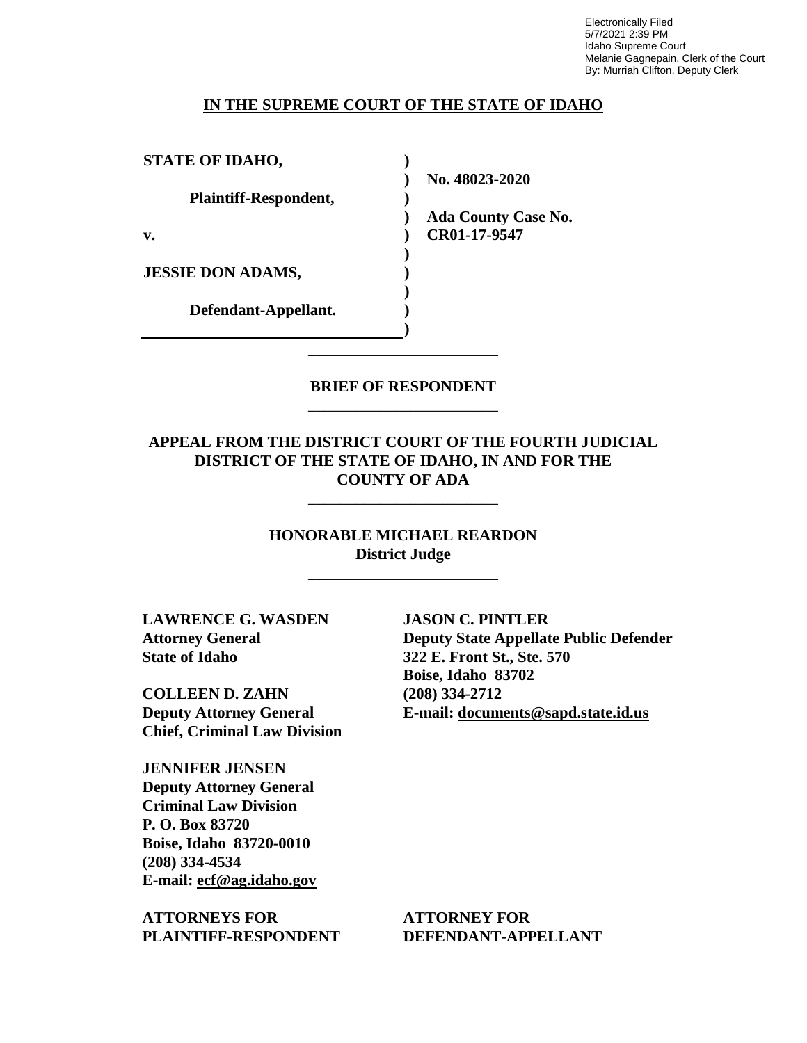Electronically Filed
5/7/2021 2:39 PM
Idaho Supreme Court
Melanie Gagnepain, Clerk of the Court
By: Murriah Clifton, Deputy Clerk

**IN THE SUPREME COURT OF THE STATE OF IDAHO**

| | | |
|---|---|---|
| **STATE OF IDAHO,** | ) | |
| | ) | **No. 48023-2020** |
| **Plaintiff-Respondent,** | ) | |
| | ) | **Ada County Case No.** |
| **v.** | ) | **CR01-17-9547** |
| | ) | |
| **JESSIE DON ADAMS,** | ) | |
| | ) | |
| **Defendant-Appellant.** | ) | |
| | ) | |

## BRIEF OF RESPONDENT

**APPEAL FROM THE DISTRICT COURT OF THE FOURTH JUDICIAL DISTRICT OF THE STATE OF IDAHO, IN AND FOR THE COUNTY OF ADA**

**HONORABLE MICHAEL REARDON**
**District Judge**

**LAWRENCE G. WASDEN**
**Attorney General**
**State of Idaho**

**COLLEEN D. ZAHN**
**Deputy Attorney General**
**Chief, Criminal Law Division**

**JENNIFER JENSEN**
**Deputy Attorney General**
**Criminal Law Division**
**P. O. Box 83720**
**Boise, Idaho 83720-0010**
**(208) 334-4534**
**E-mail: ecf@ag.idaho.gov**

**ATTORNEYS FOR PLAINTIFF-RESPONDENT**

**JASON C. PINTLER**
**Deputy State Appellate Public Defender**
**322 E. Front St., Ste. 570**
**Boise, Idaho 83702**
**(208) 334-2712**
**E-mail: documents@sapd.state.id.us**

**ATTORNEY FOR DEFENDANT-APPELLANT**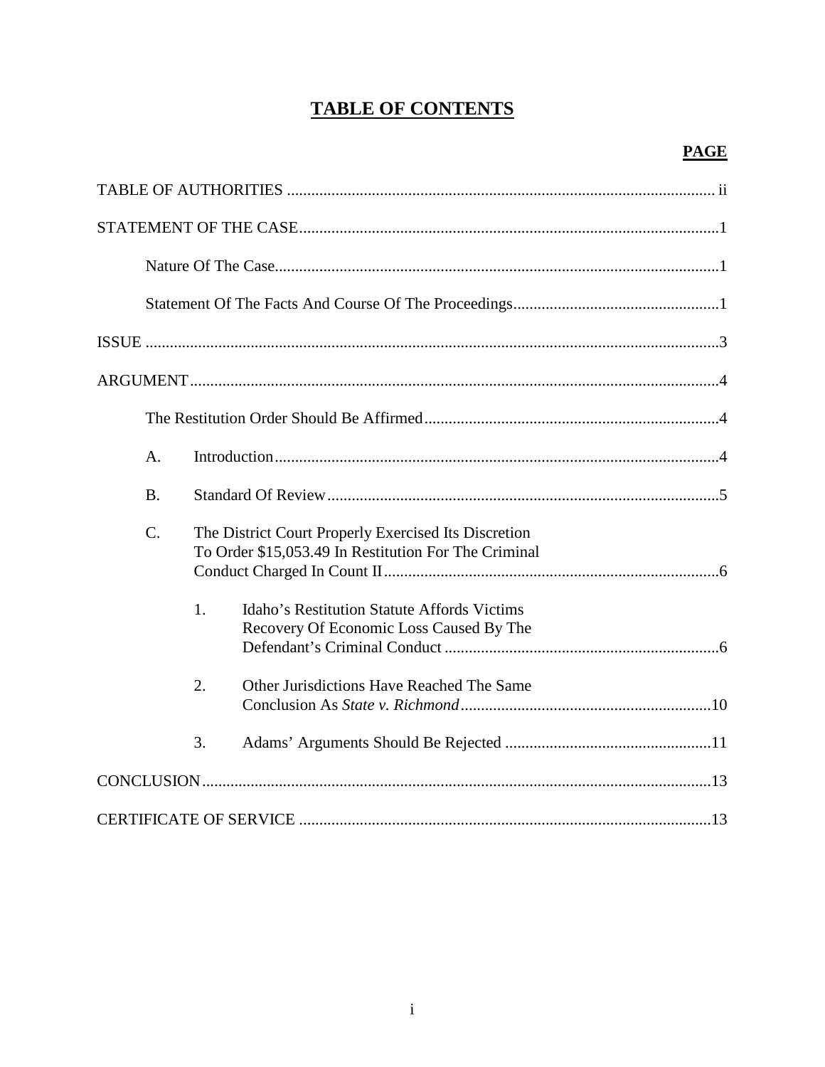# TABLE OF CONTENTS

| | PAGE |
|---|---|
| TABLE OF AUTHORITIES | ii |
| STATEMENT OF THE CASE | 1 |
| Nature Of The Case | 1 |
| Statement Of The Facts And Course Of The Proceedings | 1 |
| ISSUE | 3 |
| ARGUMENT | 4 |
| The Restitution Order Should Be Affirmed | 4 |
| A. Introduction | 4 |
| B. Standard Of Review | 5 |
| C. The District Court Properly Exercised Its Discretion To Order $15,053.49 In Restitution For The Criminal Conduct Charged In Count II | 6 |
| 1. Idaho's Restitution Statute Affords Victims Recovery Of Economic Loss Caused By The Defendant's Criminal Conduct | 6 |
| 2. Other Jurisdictions Have Reached The Same Conclusion As *State v. Richmond* | 10 |
| 3. Adams' Arguments Should Be Rejected | 11 |
| CONCLUSION | 13 |
| CERTIFICATE OF SERVICE | 13 |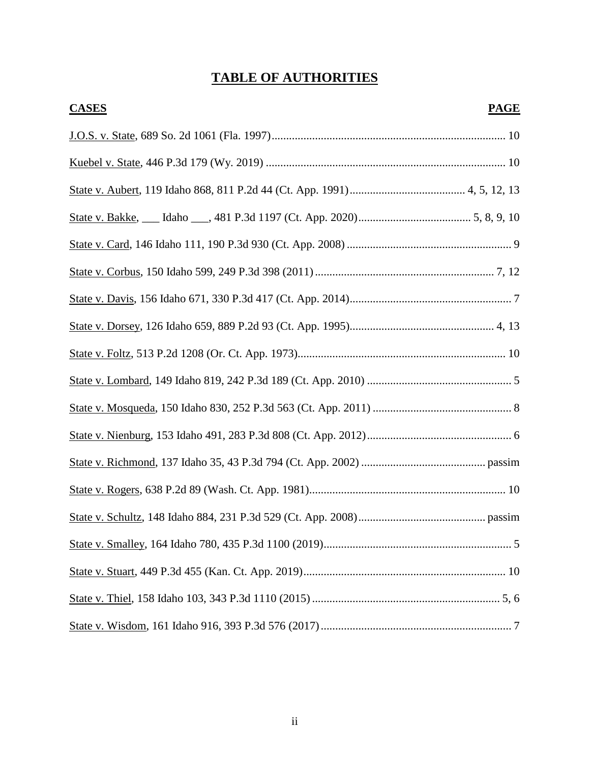# TABLE OF AUTHORITIES

| CASES | PAGE |
|---|---|
| J.O.S. v. State, 689 So. 2d 1061 (Fla. 1997) | 10 |
| Kuebel v. State, 446 P.3d 179 (Wy. 2019) | 10 |
| State v. Aubert, 119 Idaho 868, 811 P.2d 44 (Ct. App. 1991) | 4, 5, 12, 13 |
| State v. Bakke, ___ Idaho ___, 481 P.3d 1197 (Ct. App. 2020) | 5, 8, 9, 10 |
| State v. Card, 146 Idaho 111, 190 P.3d 930 (Ct. App. 2008) | 9 |
| State v. Corbus, 150 Idaho 599, 249 P.3d 398 (2011) | 7, 12 |
| State v. Davis, 156 Idaho 671, 330 P.3d 417 (Ct. App. 2014) | 7 |
| State v. Dorsey, 126 Idaho 659, 889 P.2d 93 (Ct. App. 1995) | 4, 13 |
| State v. Foltz, 513 P.2d 1208 (Or. Ct. App. 1973) | 10 |
| State v. Lombard, 149 Idaho 819, 242 P.3d 189 (Ct. App. 2010) | 5 |
| State v. Mosqueda, 150 Idaho 830, 252 P.3d 563 (Ct. App. 2011) | 8 |
| State v. Nienburg, 153 Idaho 491, 283 P.3d 808 (Ct. App. 2012) | 6 |
| State v. Richmond, 137 Idaho 35, 43 P.3d 794 (Ct. App. 2002) | passim |
| State v. Rogers, 638 P.2d 89 (Wash. Ct. App. 1981) | 10 |
| State v. Schultz, 148 Idaho 884, 231 P.3d 529 (Ct. App. 2008) | passim |
| State v. Smalley, 164 Idaho 780, 435 P.3d 1100 (2019) | 5 |
| State v. Stuart, 449 P.3d 455 (Kan. Ct. App. 2019) | 10 |
| State v. Thiel, 158 Idaho 103, 343 P.3d 1110 (2015) | 5, 6 |
| State v. Wisdom, 161 Idaho 916, 393 P.3d 576 (2017) | 7 |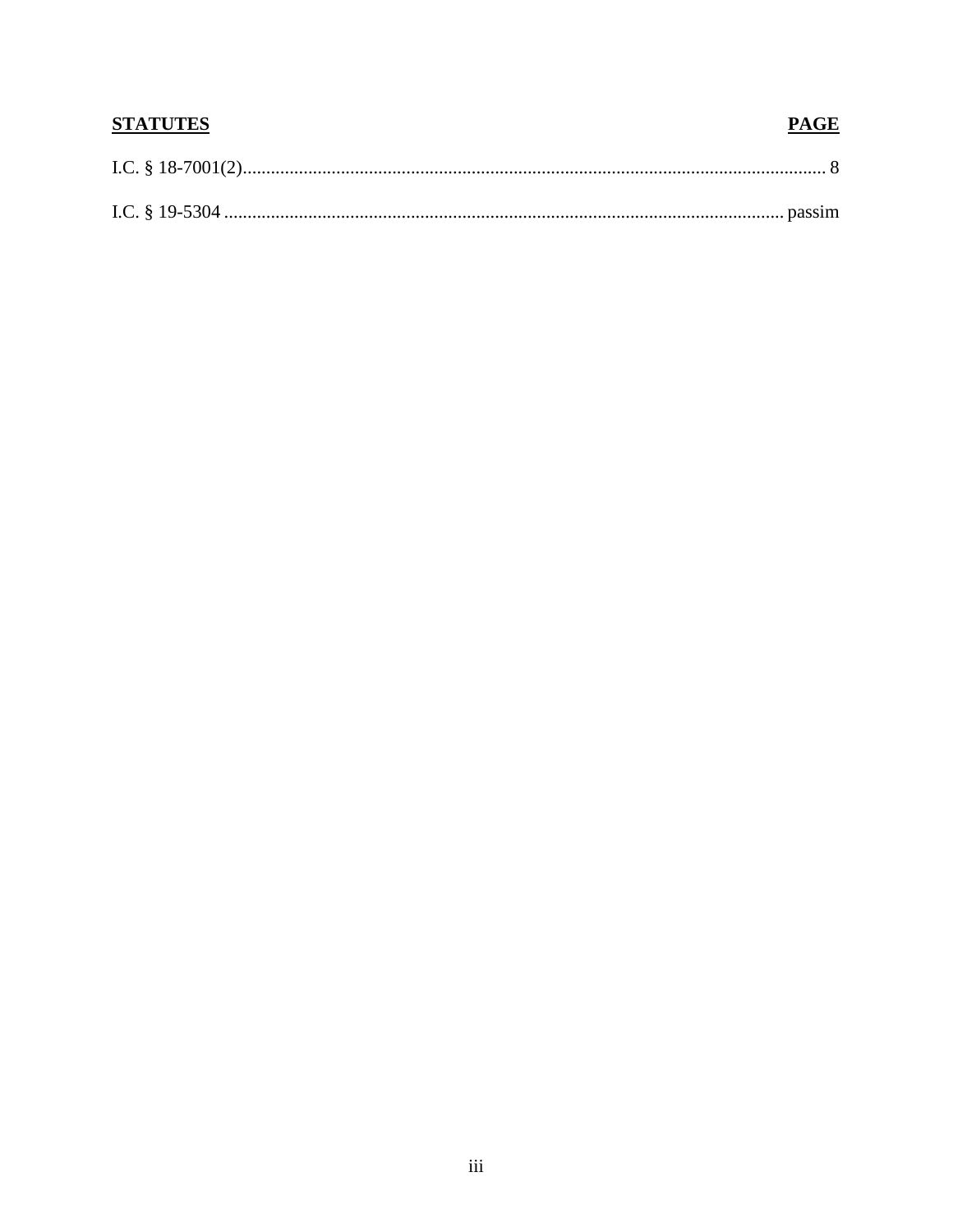| **STATUTES** | **PAGE** |
|---|---|
| I.C. § 18-7001(2) | 8 |
| I.C. § 19-5304 | passim |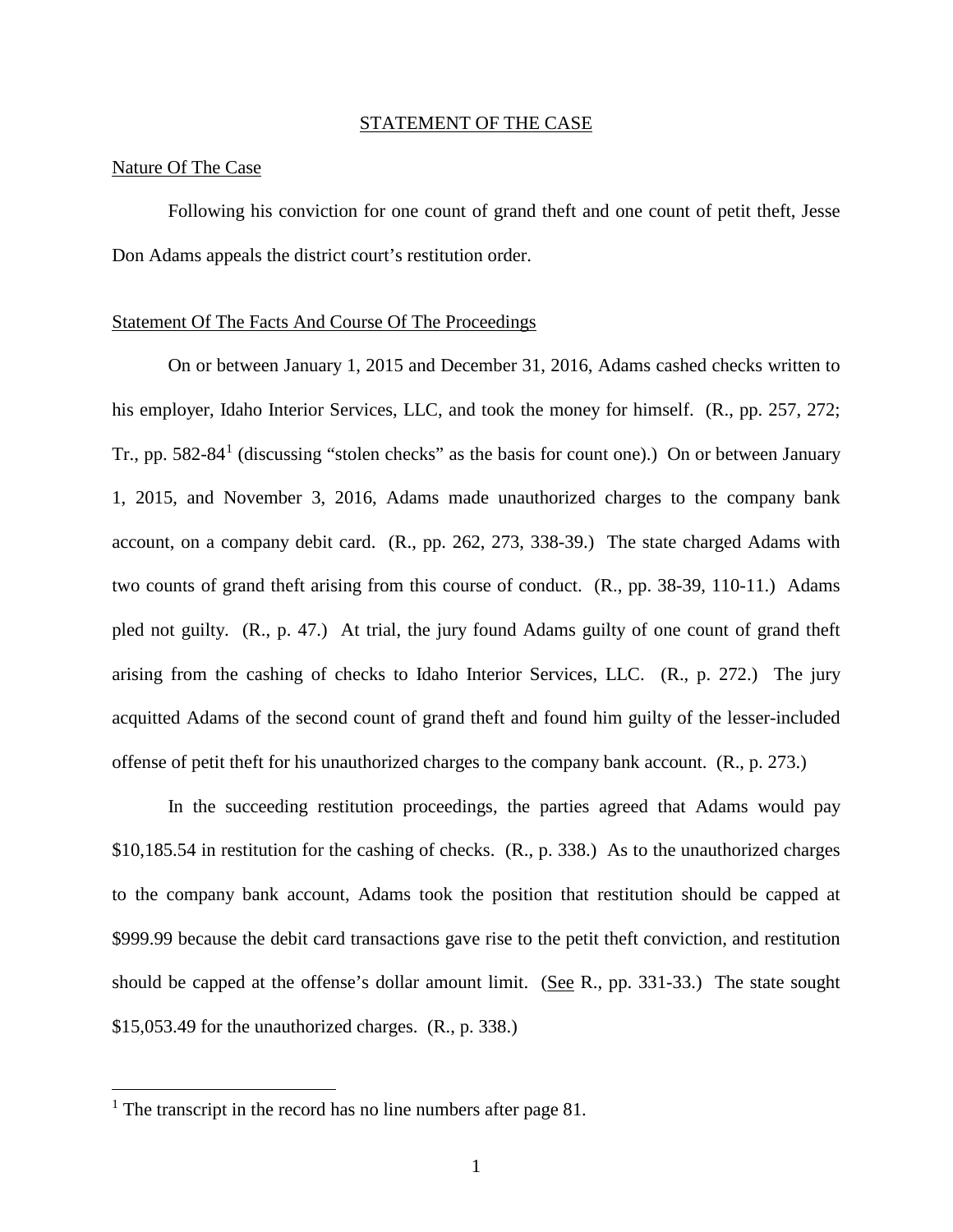## STATEMENT OF THE CASE

### Nature Of The Case

Following his conviction for one count of grand theft and one count of petit theft, Jesse Don Adams appeals the district court's restitution order.

### Statement Of The Facts And Course Of The Proceedings

On or between January 1, 2015 and December 31, 2016, Adams cashed checks written to his employer, Idaho Interior Services, LLC, and took the money for himself. (R., pp. 257, 272; Tr., pp. 582-84[1] (discussing "stolen checks" as the basis for count one).) On or between January 1, 2015, and November 3, 2016, Adams made unauthorized charges to the company bank account, on a company debit card. (R., pp. 262, 273, 338-39.) The state charged Adams with two counts of grand theft arising from this course of conduct. (R., pp. 38-39, 110-11.) Adams pled not guilty. (R., p. 47.) At trial, the jury found Adams guilty of one count of grand theft arising from the cashing of checks to Idaho Interior Services, LLC. (R., p. 272.) The jury acquitted Adams of the second count of grand theft and found him guilty of the lesser-included offense of petit theft for his unauthorized charges to the company bank account. (R., p. 273.)

In the succeeding restitution proceedings, the parties agreed that Adams would pay $10,185.54 in restitution for the cashing of checks. (R., p. 338.) As to the unauthorized charges to the company bank account, Adams took the position that restitution should be capped at $999.99 because the debit card transactions gave rise to the petit theft conviction, and restitution should be capped at the offense's dollar amount limit. (See R., pp. 331-33.) The state sought $15,053.49 for the unauthorized charges. (R., p. 338.)

[1] The transcript in the record has no line numbers after page 81.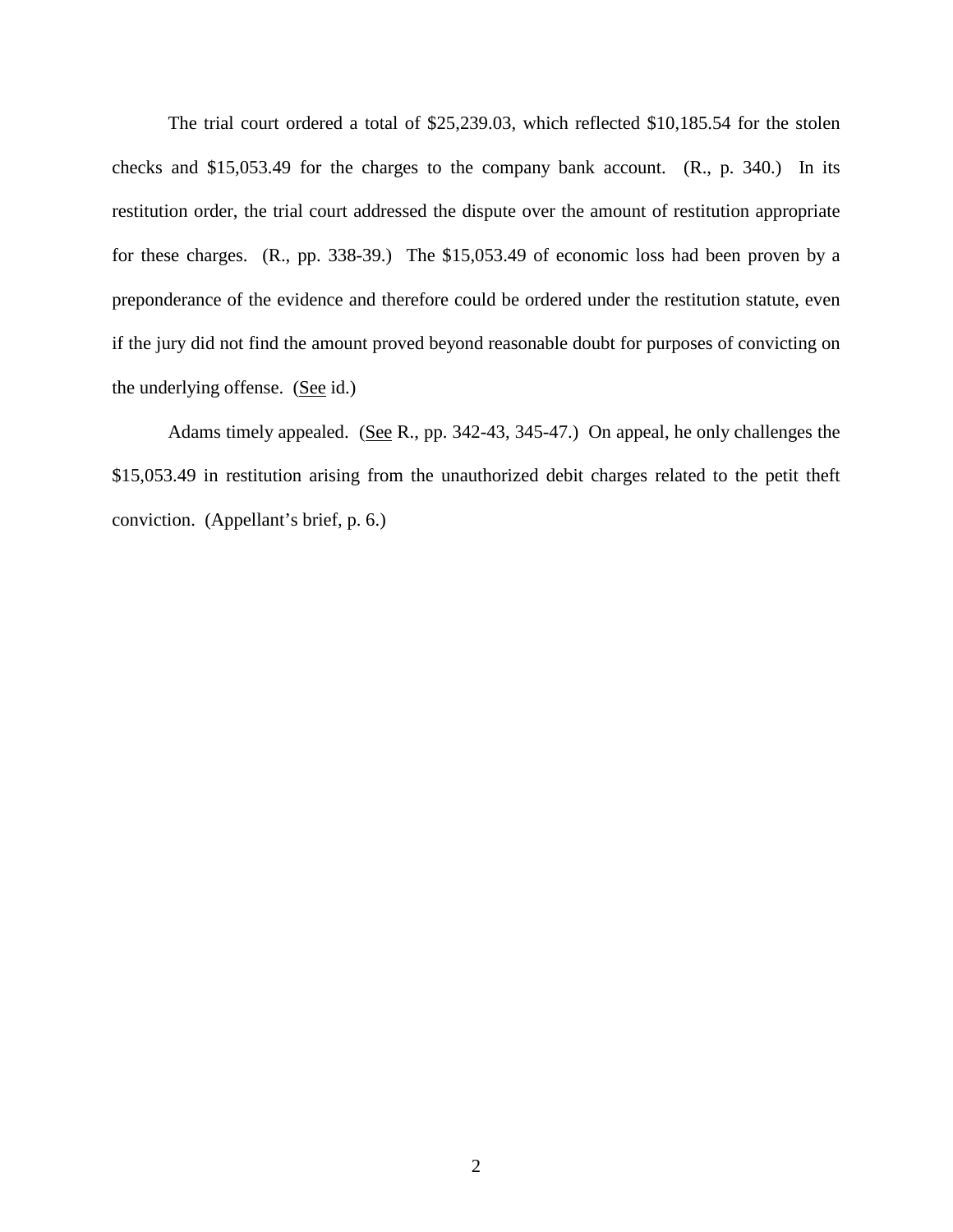The trial court ordered a total of $25,239.03, which reflected $10,185.54 for the stolen checks and $15,053.49 for the charges to the company bank account. (R., p. 340.) In its restitution order, the trial court addressed the dispute over the amount of restitution appropriate for these charges. (R., pp. 338-39.) The $15,053.49 of economic loss had been proven by a preponderance of the evidence and therefore could be ordered under the restitution statute, even if the jury did not find the amount proved beyond reasonable doubt for purposes of convicting on the underlying offense. (See id.)

Adams timely appealed. (See R., pp. 342-43, 345-47.) On appeal, he only challenges the $15,053.49 in restitution arising from the unauthorized debit charges related to the petit theft conviction. (Appellant's brief, p. 6.)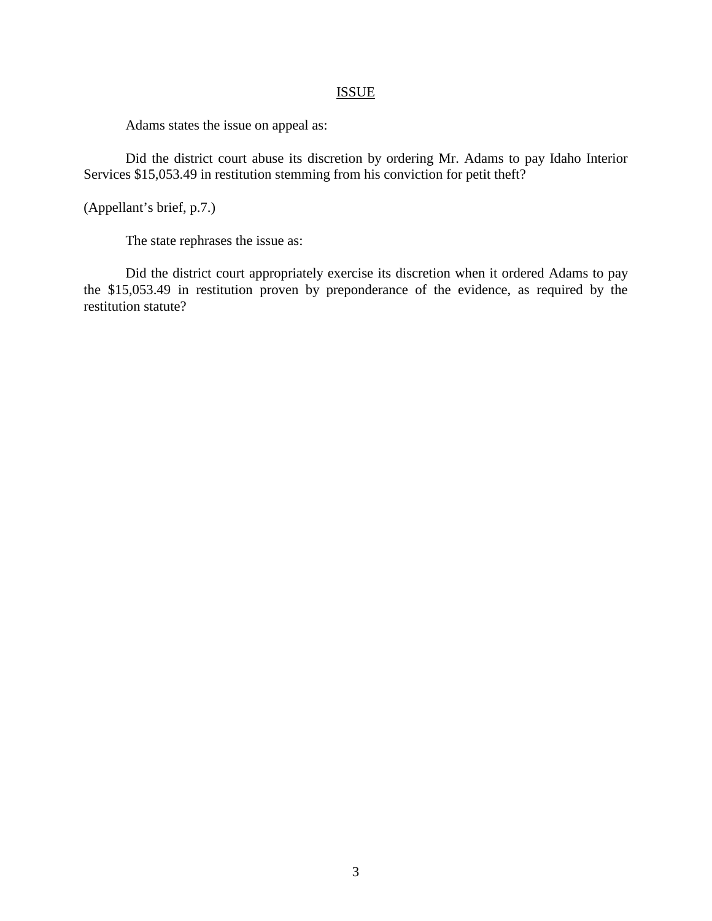## ISSUE

Adams states the issue on appeal as:

> Did the district court abuse its discretion by ordering Mr. Adams to pay Idaho Interior Services $15,053.49 in restitution stemming from his conviction for petit theft?

(Appellant's brief, p.7.)

The state rephrases the issue as:

> Did the district court appropriately exercise its discretion when it ordered Adams to pay the $15,053.49 in restitution proven by preponderance of the evidence, as required by the restitution statute?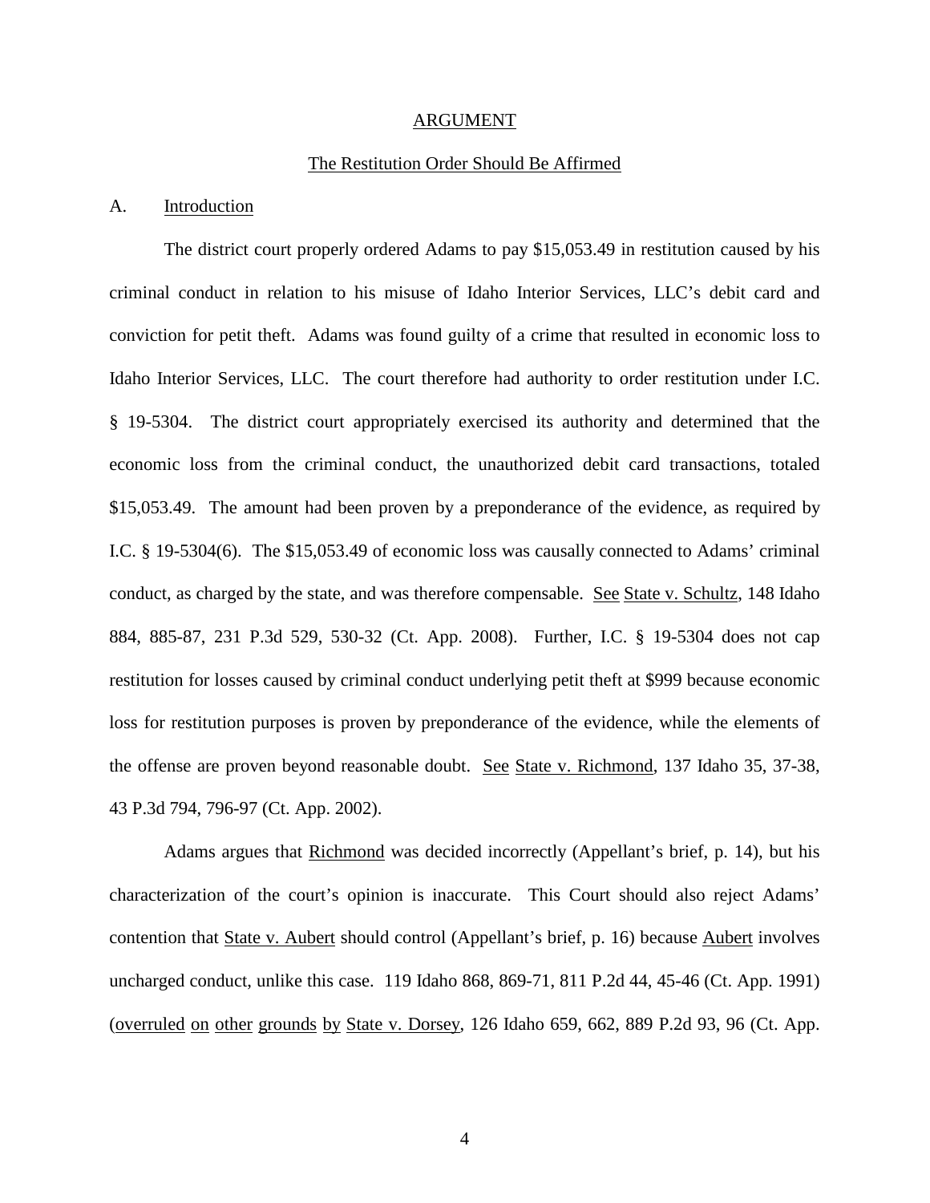## ARGUMENT

### The Restitution Order Should Be Affirmed

A. Introduction

The district court properly ordered Adams to pay $15,053.49 in restitution caused by his criminal conduct in relation to his misuse of Idaho Interior Services, LLC's debit card and conviction for petit theft. Adams was found guilty of a crime that resulted in economic loss to Idaho Interior Services, LLC. The court therefore had authority to order restitution under I.C. § 19-5304. The district court appropriately exercised its authority and determined that the economic loss from the criminal conduct, the unauthorized debit card transactions, totaled $15,053.49. The amount had been proven by a preponderance of the evidence, as required by I.C. § 19-5304(6). The $15,053.49 of economic loss was causally connected to Adams' criminal conduct, as charged by the state, and was therefore compensable. See State v. Schultz, 148 Idaho 884, 885-87, 231 P.3d 529, 530-32 (Ct. App. 2008). Further, I.C. § 19-5304 does not cap restitution for losses caused by criminal conduct underlying petit theft at $999 because economic loss for restitution purposes is proven by preponderance of the evidence, while the elements of the offense are proven beyond reasonable doubt. See State v. Richmond, 137 Idaho 35, 37-38, 43 P.3d 794, 796-97 (Ct. App. 2002).

Adams argues that Richmond was decided incorrectly (Appellant's brief, p. 14), but his characterization of the court's opinion is inaccurate. This Court should also reject Adams' contention that State v. Aubert should control (Appellant's brief, p. 16) because Aubert involves uncharged conduct, unlike this case. 119 Idaho 868, 869-71, 811 P.2d 44, 45-46 (Ct. App. 1991) (overruled on other grounds by State v. Dorsey, 126 Idaho 659, 662, 889 P.2d 93, 96 (Ct. App.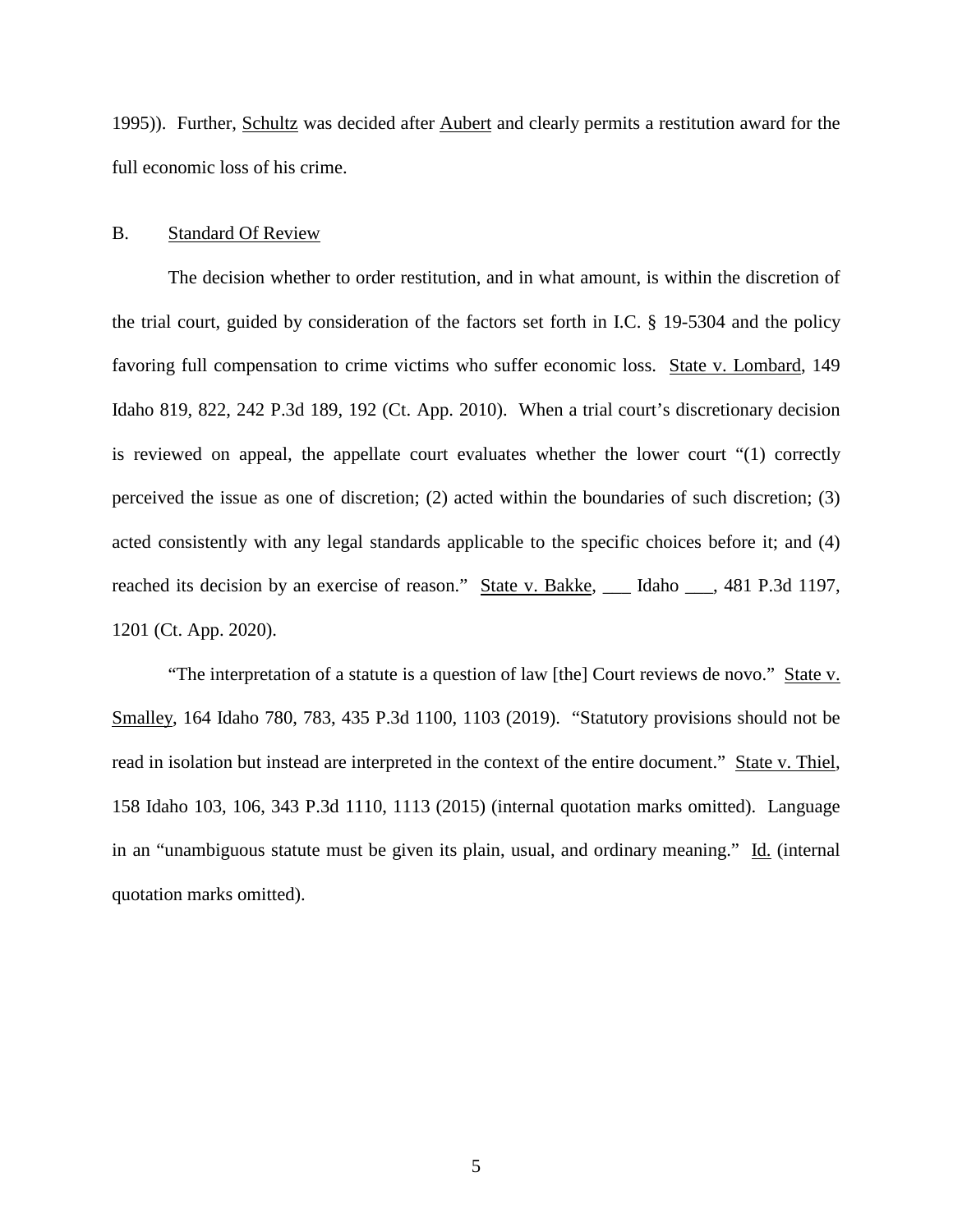1995)). Further, Schultz was decided after Aubert and clearly permits a restitution award for the full economic loss of his crime.

B. Standard Of Review

The decision whether to order restitution, and in what amount, is within the discretion of the trial court, guided by consideration of the factors set forth in I.C. § 19-5304 and the policy favoring full compensation to crime victims who suffer economic loss. State v. Lombard, 149 Idaho 819, 822, 242 P.3d 189, 192 (Ct. App. 2010). When a trial court's discretionary decision is reviewed on appeal, the appellate court evaluates whether the lower court "(1) correctly perceived the issue as one of discretion; (2) acted within the boundaries of such discretion; (3) acted consistently with any legal standards applicable to the specific choices before it; and (4) reached its decision by an exercise of reason." State v. Bakke, ___ Idaho ___, 481 P.3d 1197, 1201 (Ct. App. 2020).

"The interpretation of a statute is a question of law [the] Court reviews de novo." State v. Smalley, 164 Idaho 780, 783, 435 P.3d 1100, 1103 (2019). "Statutory provisions should not be read in isolation but instead are interpreted in the context of the entire document." State v. Thiel, 158 Idaho 103, 106, 343 P.3d 1110, 1113 (2015) (internal quotation marks omitted). Language in an "unambiguous statute must be given its plain, usual, and ordinary meaning." Id. (internal quotation marks omitted).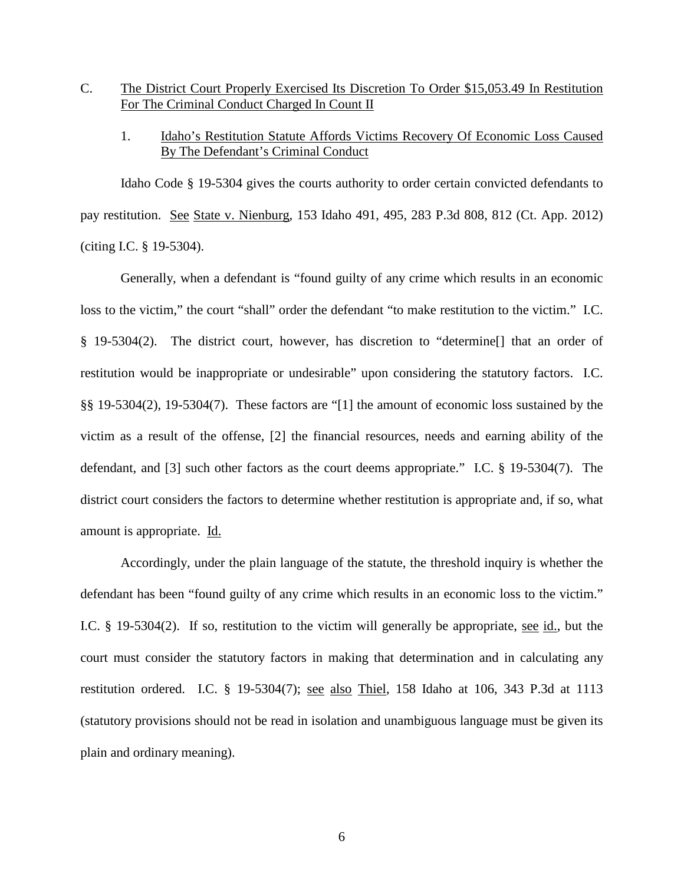C. The District Court Properly Exercised Its Discretion To Order $15,053.49 In Restitution For The Criminal Conduct Charged In Count II

1. Idaho's Restitution Statute Affords Victims Recovery Of Economic Loss Caused By The Defendant's Criminal Conduct

Idaho Code § 19-5304 gives the courts authority to order certain convicted defendants to pay restitution. See State v. Nienburg, 153 Idaho 491, 495, 283 P.3d 808, 812 (Ct. App. 2012) (citing I.C. § 19-5304).

Generally, when a defendant is "found guilty of any crime which results in an economic loss to the victim," the court "shall" order the defendant "to make restitution to the victim." I.C. § 19-5304(2). The district court, however, has discretion to "determine[] that an order of restitution would be inappropriate or undesirable" upon considering the statutory factors. I.C. §§ 19-5304(2), 19-5304(7). These factors are "[1] the amount of economic loss sustained by the victim as a result of the offense, [2] the financial resources, needs and earning ability of the defendant, and [3] such other factors as the court deems appropriate." I.C. § 19-5304(7). The district court considers the factors to determine whether restitution is appropriate and, if so, what amount is appropriate. Id.

Accordingly, under the plain language of the statute, the threshold inquiry is whether the defendant has been "found guilty of any crime which results in an economic loss to the victim." I.C. § 19-5304(2). If so, restitution to the victim will generally be appropriate, see id., but the court must consider the statutory factors in making that determination and in calculating any restitution ordered. I.C. § 19-5304(7); see also Thiel, 158 Idaho at 106, 343 P.3d at 1113 (statutory provisions should not be read in isolation and unambiguous language must be given its plain and ordinary meaning).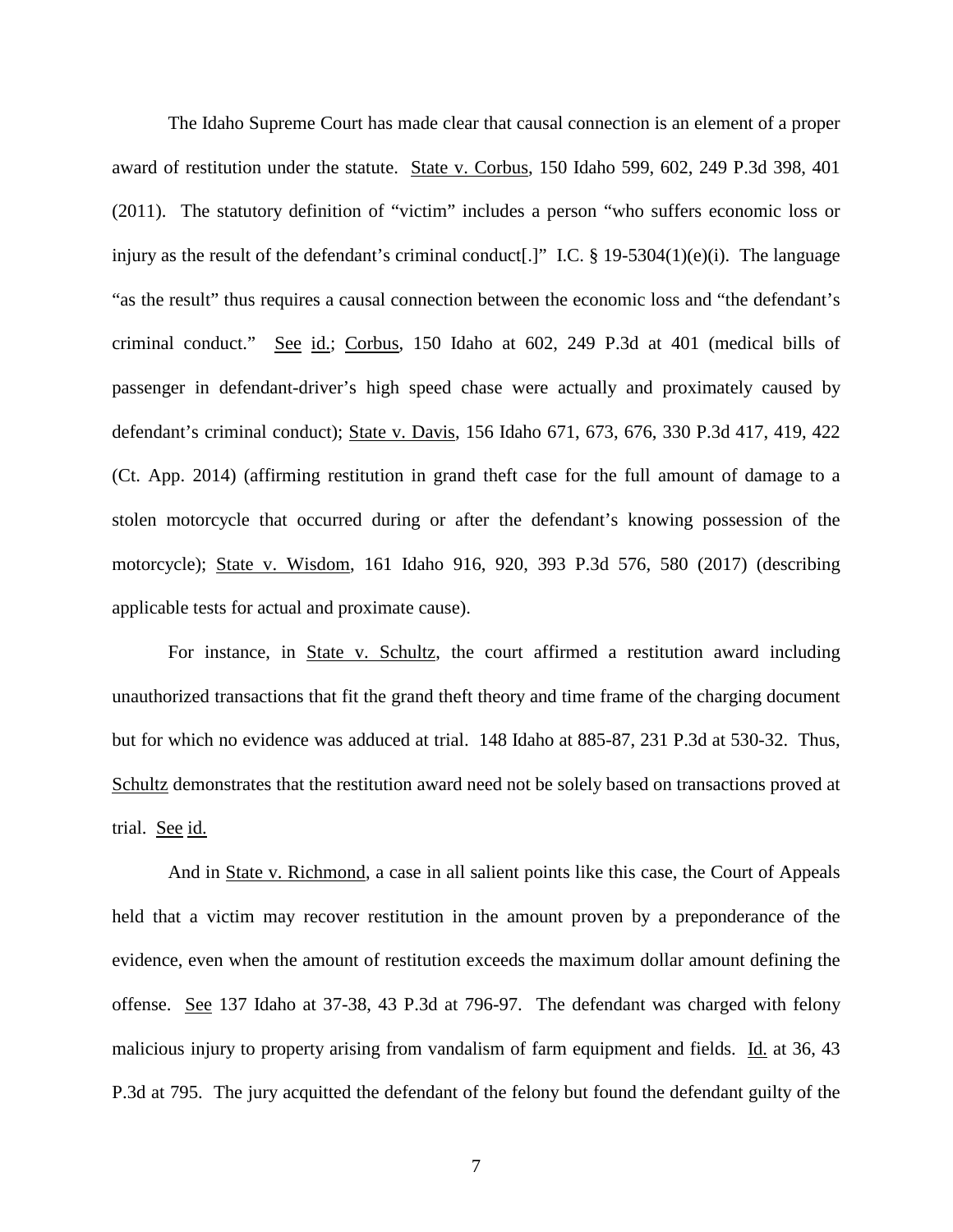The Idaho Supreme Court has made clear that causal connection is an element of a proper award of restitution under the statute. State v. Corbus, 150 Idaho 599, 602, 249 P.3d 398, 401 (2011). The statutory definition of "victim" includes a person "who suffers economic loss or injury as the result of the defendant's criminal conduct[.]" I.C. § 19-5304(1)(e)(i). The language "as the result" thus requires a causal connection between the economic loss and "the defendant's criminal conduct." See id.; Corbus, 150 Idaho at 602, 249 P.3d at 401 (medical bills of passenger in defendant-driver's high speed chase were actually and proximately caused by defendant's criminal conduct); State v. Davis, 156 Idaho 671, 673, 676, 330 P.3d 417, 419, 422 (Ct. App. 2014) (affirming restitution in grand theft case for the full amount of damage to a stolen motorcycle that occurred during or after the defendant's knowing possession of the motorcycle); State v. Wisdom, 161 Idaho 916, 920, 393 P.3d 576, 580 (2017) (describing applicable tests for actual and proximate cause).

For instance, in State v. Schultz, the court affirmed a restitution award including unauthorized transactions that fit the grand theft theory and time frame of the charging document but for which no evidence was adduced at trial. 148 Idaho at 885-87, 231 P.3d at 530-32. Thus, Schultz demonstrates that the restitution award need not be solely based on transactions proved at trial. See id.

And in State v. Richmond, a case in all salient points like this case, the Court of Appeals held that a victim may recover restitution in the amount proven by a preponderance of the evidence, even when the amount of restitution exceeds the maximum dollar amount defining the offense. See 137 Idaho at 37-38, 43 P.3d at 796-97. The defendant was charged with felony malicious injury to property arising from vandalism of farm equipment and fields. Id. at 36, 43 P.3d at 795. The jury acquitted the defendant of the felony but found the defendant guilty of the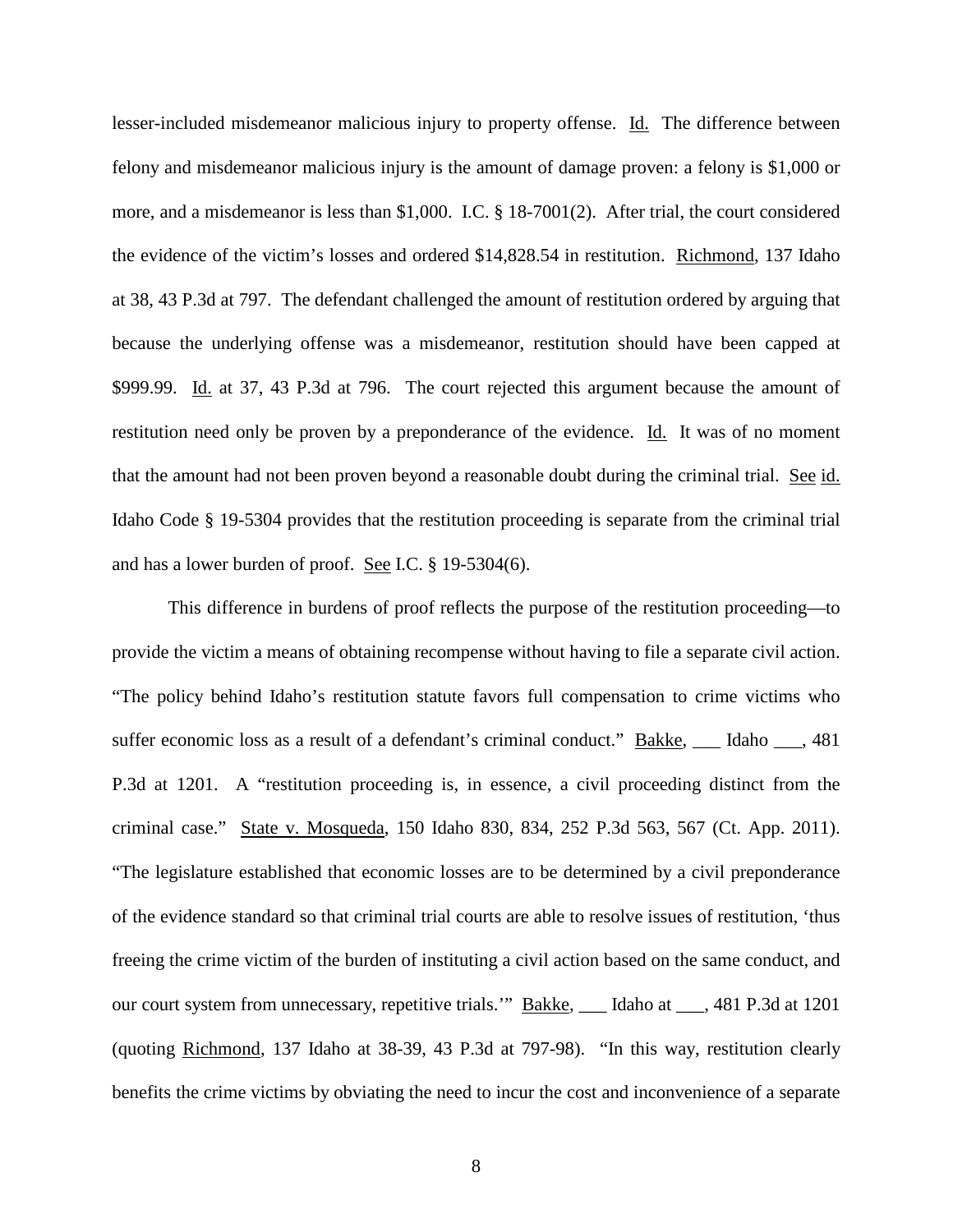lesser-included misdemeanor malicious injury to property offense. Id. The difference between felony and misdemeanor malicious injury is the amount of damage proven: a felony is $1,000 or more, and a misdemeanor is less than $1,000. I.C. § 18-7001(2). After trial, the court considered the evidence of the victim's losses and ordered $14,828.54 in restitution. Richmond, 137 Idaho at 38, 43 P.3d at 797. The defendant challenged the amount of restitution ordered by arguing that because the underlying offense was a misdemeanor, restitution should have been capped at $999.99. Id. at 37, 43 P.3d at 796. The court rejected this argument because the amount of restitution need only be proven by a preponderance of the evidence. Id. It was of no moment that the amount had not been proven beyond a reasonable doubt during the criminal trial. See id. Idaho Code § 19-5304 provides that the restitution proceeding is separate from the criminal trial and has a lower burden of proof. See I.C. § 19-5304(6).

This difference in burdens of proof reflects the purpose of the restitution proceeding—to provide the victim a means of obtaining recompense without having to file a separate civil action. "The policy behind Idaho's restitution statute favors full compensation to crime victims who suffer economic loss as a result of a defendant's criminal conduct." Bakke, ___ Idaho ___, 481 P.3d at 1201. A "restitution proceeding is, in essence, a civil proceeding distinct from the criminal case." State v. Mosqueda, 150 Idaho 830, 834, 252 P.3d 563, 567 (Ct. App. 2011). "The legislature established that economic losses are to be determined by a civil preponderance of the evidence standard so that criminal trial courts are able to resolve issues of restitution, 'thus freeing the crime victim of the burden of instituting a civil action based on the same conduct, and our court system from unnecessary, repetitive trials.'" Bakke, ___ Idaho at ___, 481 P.3d at 1201 (quoting Richmond, 137 Idaho at 38-39, 43 P.3d at 797-98). "In this way, restitution clearly benefits the crime victims by obviating the need to incur the cost and inconvenience of a separate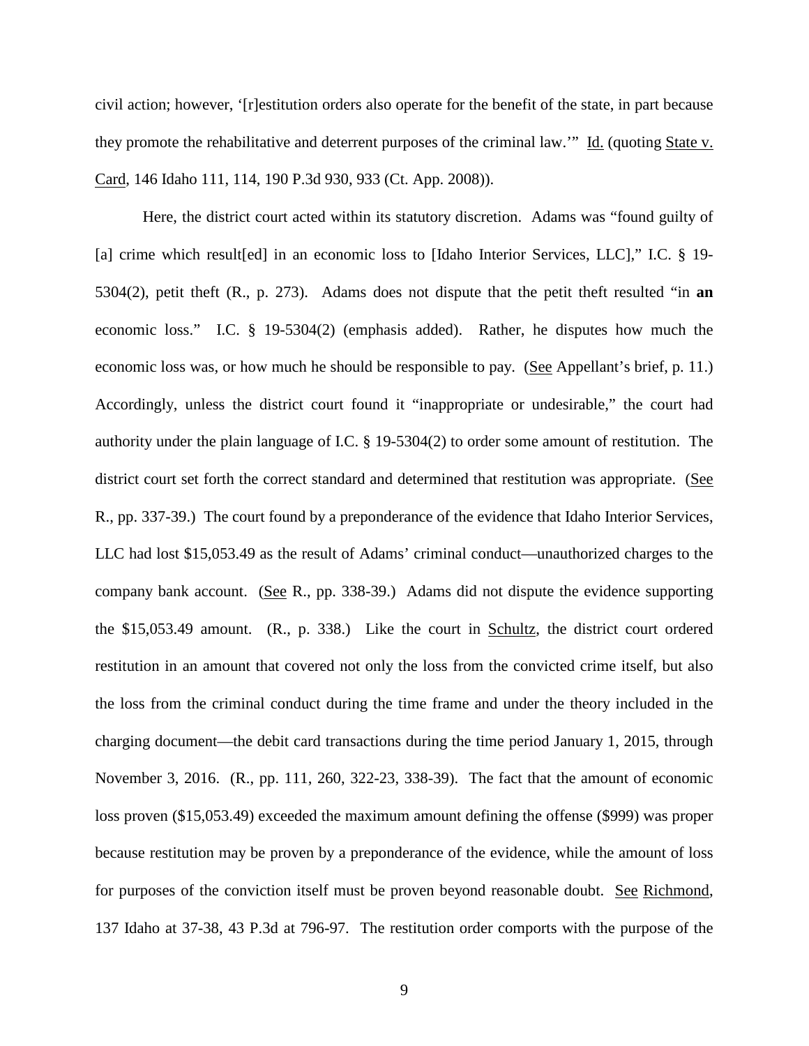civil action; however, '[r]estitution orders also operate for the benefit of the state, in part because they promote the rehabilitative and deterrent purposes of the criminal law.'" Id. (quoting State v. Card, 146 Idaho 111, 114, 190 P.3d 930, 933 (Ct. App. 2008)).

Here, the district court acted within its statutory discretion. Adams was "found guilty of [a] crime which result[ed] in an economic loss to [Idaho Interior Services, LLC]," I.C. § 19-5304(2), petit theft (R., p. 273). Adams does not dispute that the petit theft resulted "in **an** economic loss." I.C. § 19-5304(2) (emphasis added). Rather, he disputes how much the economic loss was, or how much he should be responsible to pay. (See Appellant's brief, p. 11.) Accordingly, unless the district court found it "inappropriate or undesirable," the court had authority under the plain language of I.C. § 19-5304(2) to order some amount of restitution. The district court set forth the correct standard and determined that restitution was appropriate. (See R., pp. 337-39.) The court found by a preponderance of the evidence that Idaho Interior Services, LLC had lost $15,053.49 as the result of Adams' criminal conduct—unauthorized charges to the company bank account. (See R., pp. 338-39.) Adams did not dispute the evidence supporting the $15,053.49 amount. (R., p. 338.) Like the court in Schultz, the district court ordered restitution in an amount that covered not only the loss from the convicted crime itself, but also the loss from the criminal conduct during the time frame and under the theory included in the charging document—the debit card transactions during the time period January 1, 2015, through November 3, 2016. (R., pp. 111, 260, 322-23, 338-39). The fact that the amount of economic loss proven ($15,053.49) exceeded the maximum amount defining the offense ($999) was proper because restitution may be proven by a preponderance of the evidence, while the amount of loss for purposes of the conviction itself must be proven beyond reasonable doubt. See Richmond, 137 Idaho at 37-38, 43 P.3d at 796-97. The restitution order comports with the purpose of the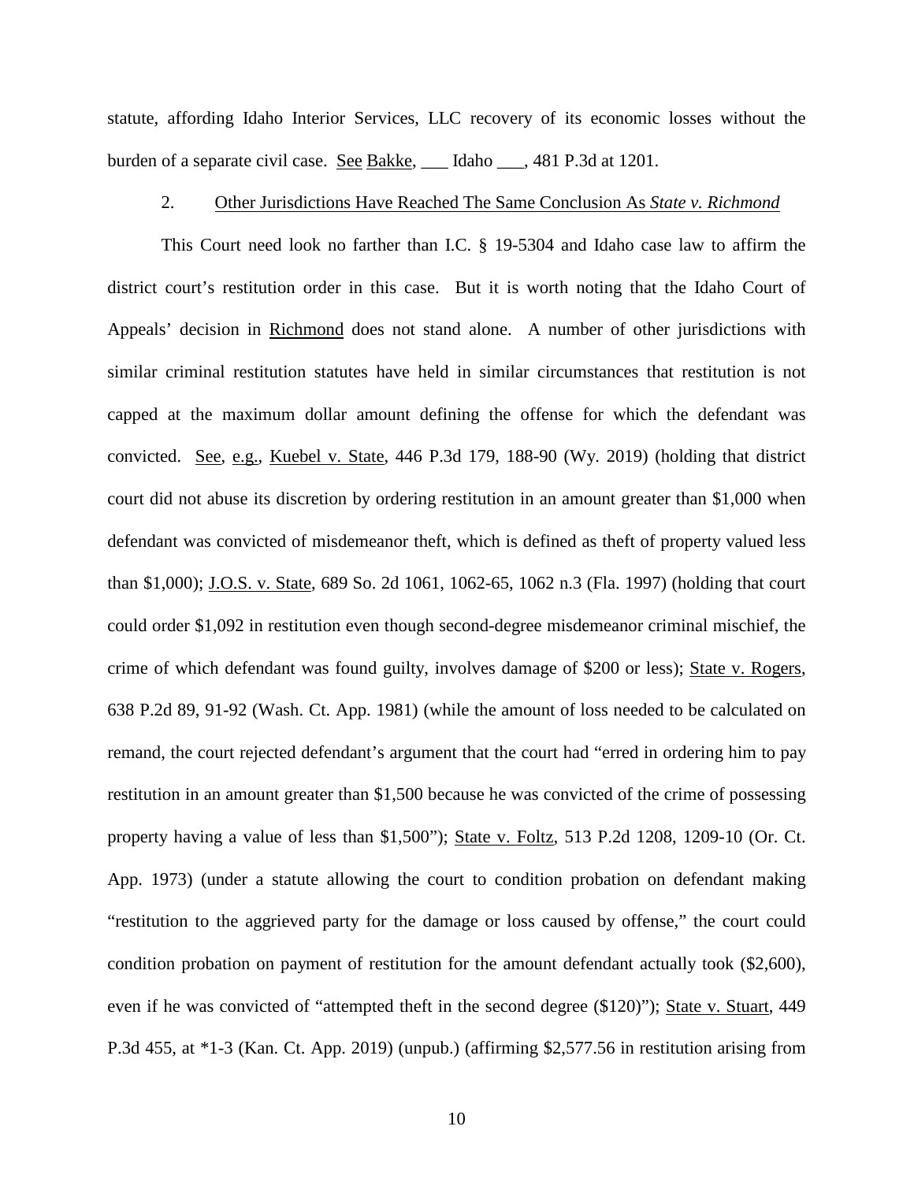statute, affording Idaho Interior Services, LLC recovery of its economic losses without the burden of a separate civil case. See Bakke, ___ Idaho ___, 481 P.3d at 1201.

### 2. Other Jurisdictions Have Reached The Same Conclusion As *State v. Richmond*

This Court need look no farther than I.C. § 19-5304 and Idaho case law to affirm the district court's restitution order in this case. But it is worth noting that the Idaho Court of Appeals' decision in Richmond does not stand alone. A number of other jurisdictions with similar criminal restitution statutes have held in similar circumstances that restitution is not capped at the maximum dollar amount defining the offense for which the defendant was convicted. See, e.g., Kuebel v. State, 446 P.3d 179, 188-90 (Wy. 2019) (holding that district court did not abuse its discretion by ordering restitution in an amount greater than $1,000 when defendant was convicted of misdemeanor theft, which is defined as theft of property valued less than $1,000); J.O.S. v. State, 689 So. 2d 1061, 1062-65, 1062 n.3 (Fla. 1997) (holding that court could order $1,092 in restitution even though second-degree misdemeanor criminal mischief, the crime of which defendant was found guilty, involves damage of $200 or less); State v. Rogers, 638 P.2d 89, 91-92 (Wash. Ct. App. 1981) (while the amount of loss needed to be calculated on remand, the court rejected defendant's argument that the court had "erred in ordering him to pay restitution in an amount greater than $1,500 because he was convicted of the crime of possessing property having a value of less than $1,500"); State v. Foltz, 513 P.2d 1208, 1209-10 (Or. Ct. App. 1973) (under a statute allowing the court to condition probation on defendant making "restitution to the aggrieved party for the damage or loss caused by offense," the court could condition probation on payment of restitution for the amount defendant actually took ($2,600), even if he was convicted of "attempted theft in the second degree ($120)"); State v. Stuart, 449 P.3d 455, at *1-3 (Kan. Ct. App. 2019) (unpub.) (affirming $2,577.56 in restitution arising from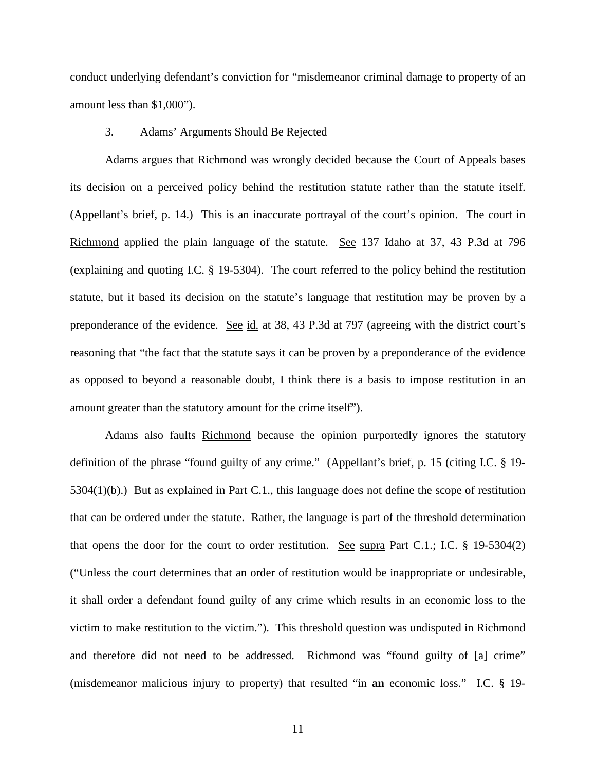conduct underlying defendant's conviction for "misdemeanor criminal damage to property of an amount less than $1,000").

3. Adams' Arguments Should Be Rejected

Adams argues that Richmond was wrongly decided because the Court of Appeals bases its decision on a perceived policy behind the restitution statute rather than the statute itself. (Appellant's brief, p. 14.) This is an inaccurate portrayal of the court's opinion. The court in Richmond applied the plain language of the statute. See 137 Idaho at 37, 43 P.3d at 796 (explaining and quoting I.C. § 19-5304). The court referred to the policy behind the restitution statute, but it based its decision on the statute's language that restitution may be proven by a preponderance of the evidence. See id. at 38, 43 P.3d at 797 (agreeing with the district court's reasoning that "the fact that the statute says it can be proven by a preponderance of the evidence as opposed to beyond a reasonable doubt, I think there is a basis to impose restitution in an amount greater than the statutory amount for the crime itself").

Adams also faults Richmond because the opinion purportedly ignores the statutory definition of the phrase "found guilty of any crime." (Appellant's brief, p. 15 (citing I.C. § 19-5304(1)(b).) But as explained in Part C.1., this language does not define the scope of restitution that can be ordered under the statute. Rather, the language is part of the threshold determination that opens the door for the court to order restitution. See supra Part C.1.; I.C. § 19-5304(2) ("Unless the court determines that an order of restitution would be inappropriate or undesirable, it shall order a defendant found guilty of any crime which results in an economic loss to the victim to make restitution to the victim."). This threshold question was undisputed in Richmond and therefore did not need to be addressed. Richmond was "found guilty of [a] crime" (misdemeanor malicious injury to property) that resulted "in **an** economic loss." I.C. § 19-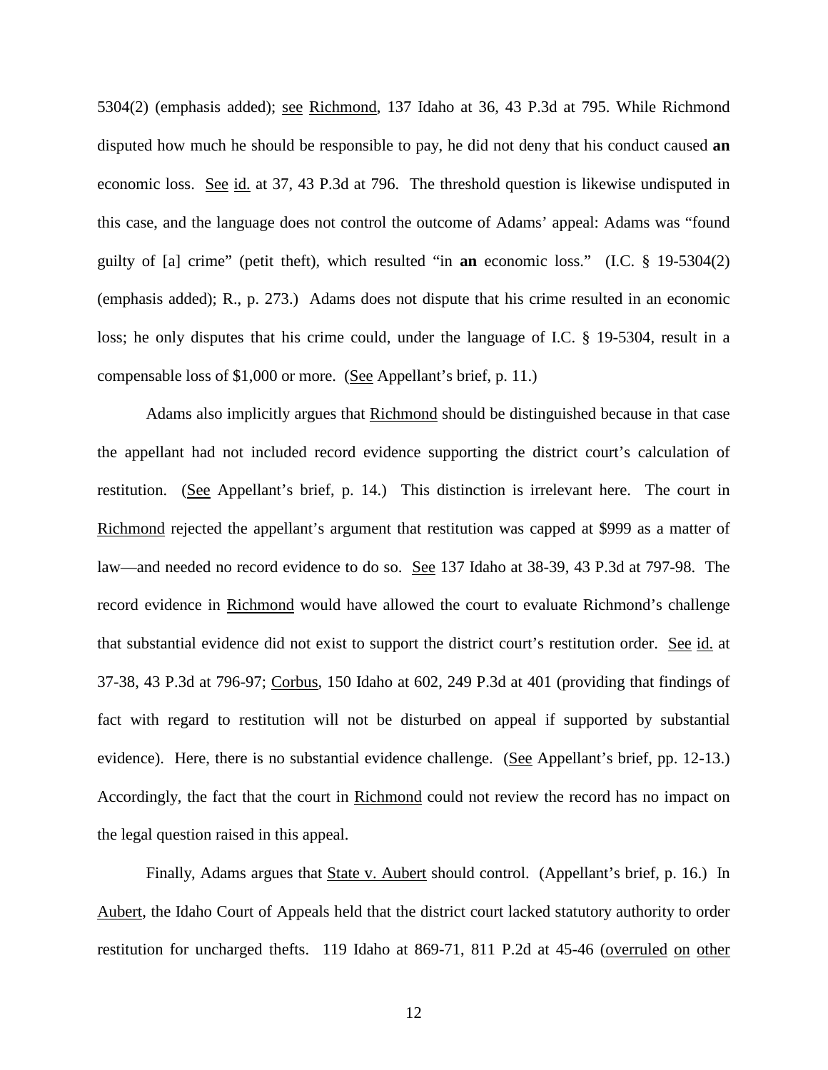5304(2) (emphasis added); see Richmond, 137 Idaho at 36, 43 P.3d at 795. While Richmond disputed how much he should be responsible to pay, he did not deny that his conduct caused **an** economic loss. See id. at 37, 43 P.3d at 796. The threshold question is likewise undisputed in this case, and the language does not control the outcome of Adams' appeal: Adams was "found guilty of [a] crime" (petit theft), which resulted "in **an** economic loss." (I.C. § 19-5304(2) (emphasis added); R., p. 273.) Adams does not dispute that his crime resulted in an economic loss; he only disputes that his crime could, under the language of I.C. § 19-5304, result in a compensable loss of $1,000 or more. (See Appellant's brief, p. 11.)

Adams also implicitly argues that Richmond should be distinguished because in that case the appellant had not included record evidence supporting the district court's calculation of restitution. (See Appellant's brief, p. 14.) This distinction is irrelevant here. The court in Richmond rejected the appellant's argument that restitution was capped at $999 as a matter of law—and needed no record evidence to do so. See 137 Idaho at 38-39, 43 P.3d at 797-98. The record evidence in Richmond would have allowed the court to evaluate Richmond's challenge that substantial evidence did not exist to support the district court's restitution order. See id. at 37-38, 43 P.3d at 796-97; Corbus, 150 Idaho at 602, 249 P.3d at 401 (providing that findings of fact with regard to restitution will not be disturbed on appeal if supported by substantial evidence). Here, there is no substantial evidence challenge. (See Appellant's brief, pp. 12-13.) Accordingly, the fact that the court in Richmond could not review the record has no impact on the legal question raised in this appeal.

Finally, Adams argues that State v. Aubert should control. (Appellant's brief, p. 16.) In Aubert, the Idaho Court of Appeals held that the district court lacked statutory authority to order restitution for uncharged thefts. 119 Idaho at 869-71, 811 P.2d at 45-46 (overruled on other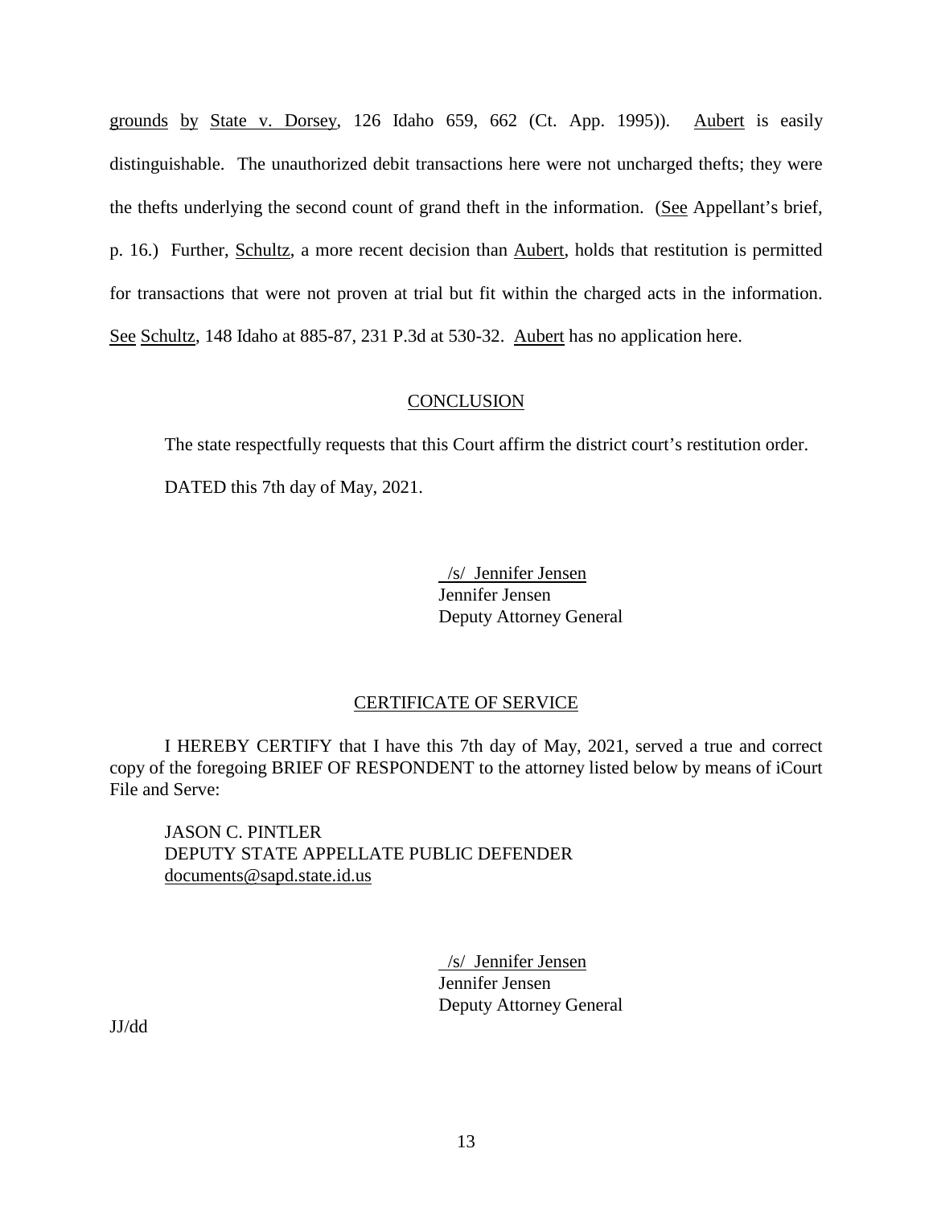grounds by State v. Dorsey, 126 Idaho 659, 662 (Ct. App. 1995)). Aubert is easily distinguishable. The unauthorized debit transactions here were not uncharged thefts; they were the thefts underlying the second count of grand theft in the information. (See Appellant's brief, p. 16.) Further, Schultz, a more recent decision than Aubert, holds that restitution is permitted for transactions that were not proven at trial but fit within the charged acts in the information. See Schultz, 148 Idaho at 885-87, 231 P.3d at 530-32. Aubert has no application here.

## CONCLUSION

The state respectfully requests that this Court affirm the district court's restitution order.

DATED this 7th day of May, 2021.

/s/ Jennifer Jensen
Jennifer Jensen
Deputy Attorney General

## CERTIFICATE OF SERVICE

I HEREBY CERTIFY that I have this 7th day of May, 2021, served a true and correct copy of the foregoing BRIEF OF RESPONDENT to the attorney listed below by means of iCourt File and Serve:

JASON C. PINTLER
DEPUTY STATE APPELLATE PUBLIC DEFENDER
documents@sapd.state.id.us

/s/ Jennifer Jensen
Jennifer Jensen
Deputy Attorney General

JJ/dd